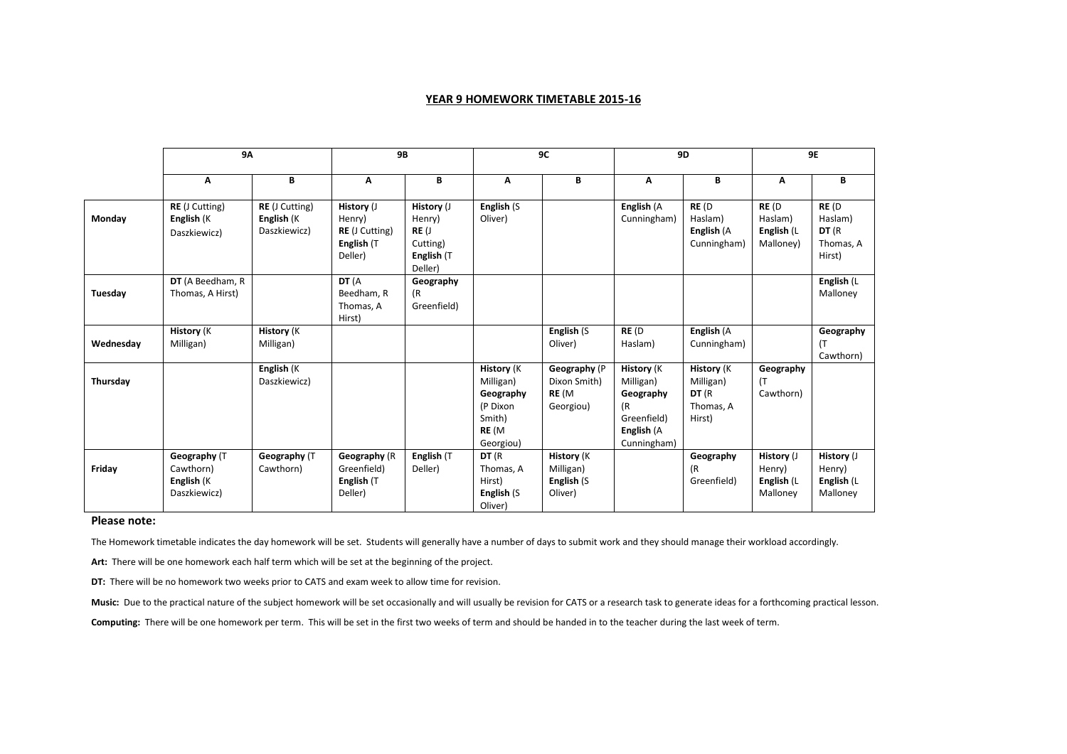# YEAR 9 HOMEWORK TIMETABLE 2015-16

| | 9A | | 9B | | 9C | | 9D | | 9E | |
|---|---|---|---|---|---|---|---|---|---|---|
| | **A** | **B** | **A** | **B** | **A** | **B** | **A** | **B** | **A** | **B** |
| **Monday** | **RE** (J Cutting) **English** (K Daszkiewicz) | **RE** (J Cutting) **English** (K Daszkiewicz) | **History** (J Henry) **RE** (J Cutting) **English** (T Deller) | **History** (J Henry) **RE** (J Cutting) **English** (T Deller) | **English** (S Oliver) | | **English** (A Cunningham) | **RE** (D Haslam) **English** (A Cunningham) | **RE** (D Haslam) **English** (L Malloney) | **RE** (D Haslam) **DT** (R Thomas, A Hirst) |
| **Tuesday** | **DT** (A Beedham, R Thomas, A Hirst) | | **DT** (A Beedham, R Thomas, A Hirst) | **Geography** (R Greenfield) | | | | | | **English** (L Malloney |
| **Wednesday** | **History** (K Milligan) | **History** (K Milligan) | | | | **English** (S Oliver) | **RE** (D Haslam) | **English** (A Cunningham) | | **Geography** (T Cawthorn) |
| **Thursday** | | **English** (K Daszkiewicz) | | | **History** (K Milligan) **Geography** (P Dixon Smith) **RE** (M Georgiou) | **Geography** (P Dixon Smith) **RE** (M Georgiou) | **History** (K Milligan) **Geography** (R Greenfield) **English** (A Cunningham) | **History** (K Milligan) **DT** (R Thomas, A Hirst) | **Geography** (T Cawthorn) | |
| **Friday** | **Geography** (T Cawthorn) **English** (K Daszkiewicz) | **Geography** (T Cawthorn) | **Geography** (R Greenfield) **English** (T Deller) | **English** (T Deller) | **DT** (R Thomas, A Hirst) **English** (S Oliver) | **History** (K Milligan) **English** (S Oliver) | | **Geography** (R Greenfield) | **History** (J Henry) **English** (L Malloney | **History** (J Henry) **English** (L Malloney |

**Please note:**

The Homework timetable indicates the day homework will be set. Students will generally have a number of days to submit work and they should manage their workload accordingly.

**Art:** There will be one homework each half term which will be set at the beginning of the project.

**DT:** There will be no homework two weeks prior to CATS and exam week to allow time for revision.

**Music:** Due to the practical nature of the subject homework will be set occasionally and will usually be revision for CATS or a research task to generate ideas for a forthcoming practical lesson.

**Computing:** There will be one homework per term. This will be set in the first two weeks of term and should be handed in to the teacher during the last week of term.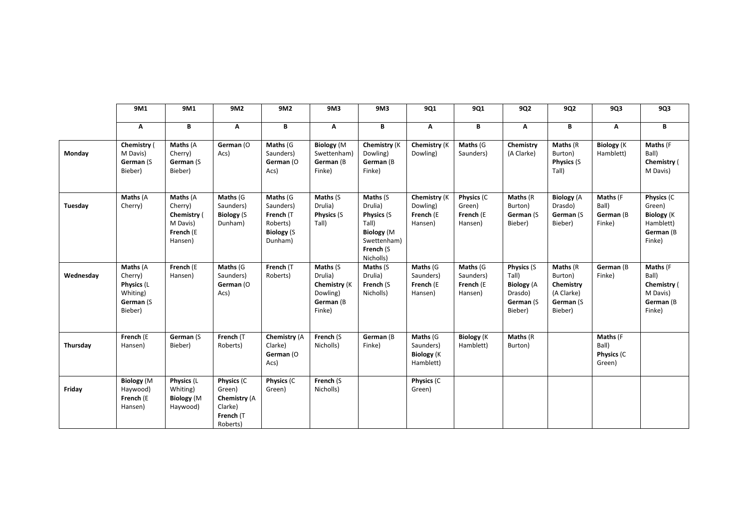| | 9M1 | 9M1 | 9M2 | 9M2 | 9M3 | 9M3 | 9Q1 | 9Q1 | 9Q2 | 9Q2 | 9Q3 | 9Q3 |
|---|---|---|---|---|---|---|---|---|---|---|---|---|
| | **A** | **B** | **A** | **B** | **A** | **B** | **A** | **B** | **A** | **B** | **A** | **B** |
| **Monday** | **Chemistry** ( M Davis) **German** (S Bieber) | **Maths** (A Cherry) **German** (S Bieber) | **German** (O Acs) | **Maths** (G Saunders) **German** (O Acs) | **Biology** (M Swettenham) **German** (B Finke) | **Chemistry** (K Dowling) **German** (B Finke) | **Chemistry** (K Dowling) | **Maths** (G Saunders) | **Chemistry** (A Clarke) | **Maths** (R Burton) **Physics** (S Tall) | **Biology** (K Hamblett) | **Maths** (F Ball) **Chemistry** ( M Davis) |
| **Tuesday** | **Maths** (A Cherry) | **Maths** (A Cherry) **Chemistry** ( M Davis) **French** (E Hansen) | **Maths** (G Saunders) **Biology** (S Dunham) | **Maths** (G Saunders) **French** (T Roberts) **Biology** (S Dunham) | **Maths** (S Drulia) **Physics** (S Tall) | **Maths** (S Drulia) **Physics** (S Tall) **Biology** (M Swettenham) **French** (S Nicholls) | **Chemistry** (K Dowling) **French** (E Hansen) | **Physics** (C Green) **French** (E Hansen) | **Maths** (R Burton) **German** (S Bieber) | **Biology** (A Drasdo) **German** (S Bieber) | **Maths** (F Ball) **German** (B Finke) | **Physics** (C Green) **Biology** (K Hamblett) **German** (B Finke) |
| **Wednesday** | **Maths** (A Cherry) **Physics** (L Whiting) **German** (S Bieber) | **French** (E Hansen) | **Maths** (G Saunders) **German** (O Acs) | **French** (T Roberts) | **Maths** (S Drulia) **Chemistry** (K Dowling) **German** (B Finke) | **Maths** (S Drulia) **French** (S Nicholls) | **Maths** (G Saunders) **French** (E Hansen) | **Maths** (G Saunders) **French** (E Hansen) | **Physics** (S Tall) **Biology** (A Drasdo) **German** (S Bieber) | **Maths** (R Burton) **Chemistry** (A Clarke) **German** (S Bieber) | **German** (B Finke) | **Maths** (F Ball) **Chemistry** ( M Davis) **German** (B Finke) |
| **Thursday** | **French** (E Hansen) | **German** (S Bieber) | **French** (T Roberts) | **Chemistry** (A Clarke) **German** (O Acs) | **French** (S Nicholls) | **German** (B Finke) | **Maths** (G Saunders) **Biology** (K Hamblett) | **Biology** (K Hamblett) | **Maths** (R Burton) | | **Maths** (F Ball) **Physics** (C Green) | |
| **Friday** | **Biology** (M Haywood) **French** (E Hansen) | **Physics** (L Whiting) **Biology** (M Haywood) | **Physics** (C Green) **Chemistry** (A Clarke) **French** (T Roberts) | **Physics** (C Green) | **French** (S Nicholls) | | **Physics** (C Green) | | | | | |